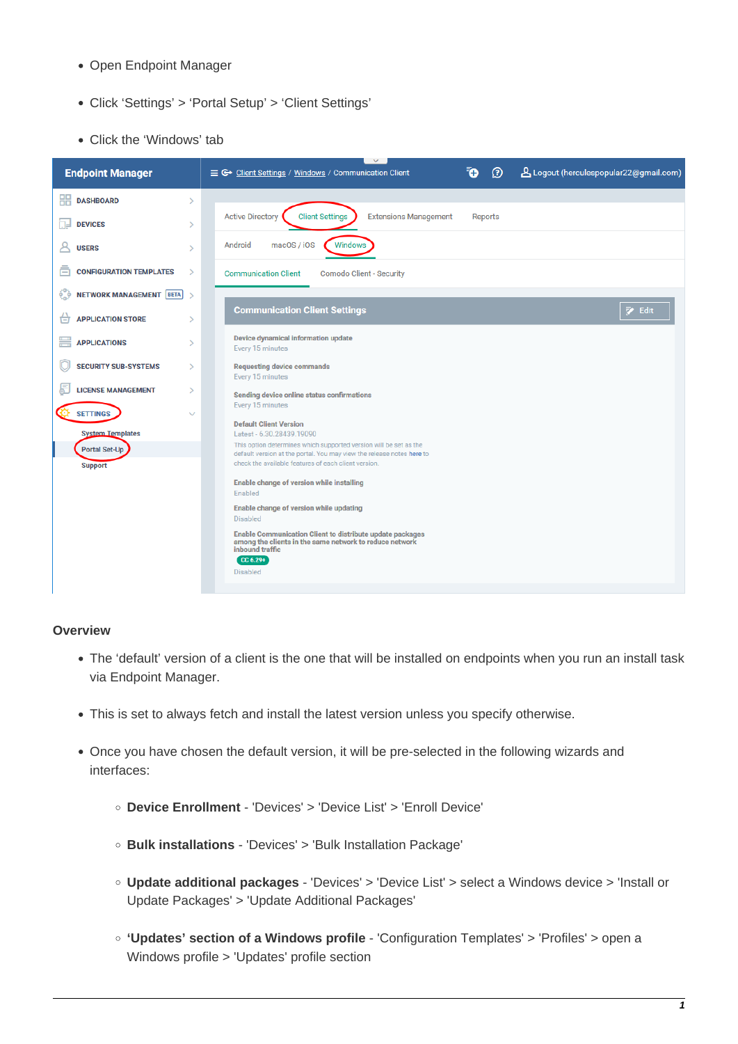- Open Endpoint Manager
- Click 'Settings' > 'Portal Setup' > 'Client Settings'
- Click the 'Windows' tab

## Overview

- The 'default' version of a client is the one that will be installed on endpoints when you run an install task via Endpoint Manager.
- This is set to always fetch and install the latest version unless you specify otherwise.
- Once you have chosen the default version, it will be pre-selected in the following wizards and interfaces:
  - **Device Enrollment** - 'Devices' > 'Device List' > 'Enroll Device'
  - **Bulk installations** - 'Devices' > 'Bulk Installation Package'
  - **Update additional packages** - 'Devices' > 'Device List' > select a Windows device > 'Install or Update Packages' > 'Update Additional Packages'
  - **'Updates' section of a Windows profile** - 'Configuration Templates' > 'Profiles' > open a Windows profile > 'Updates' profile section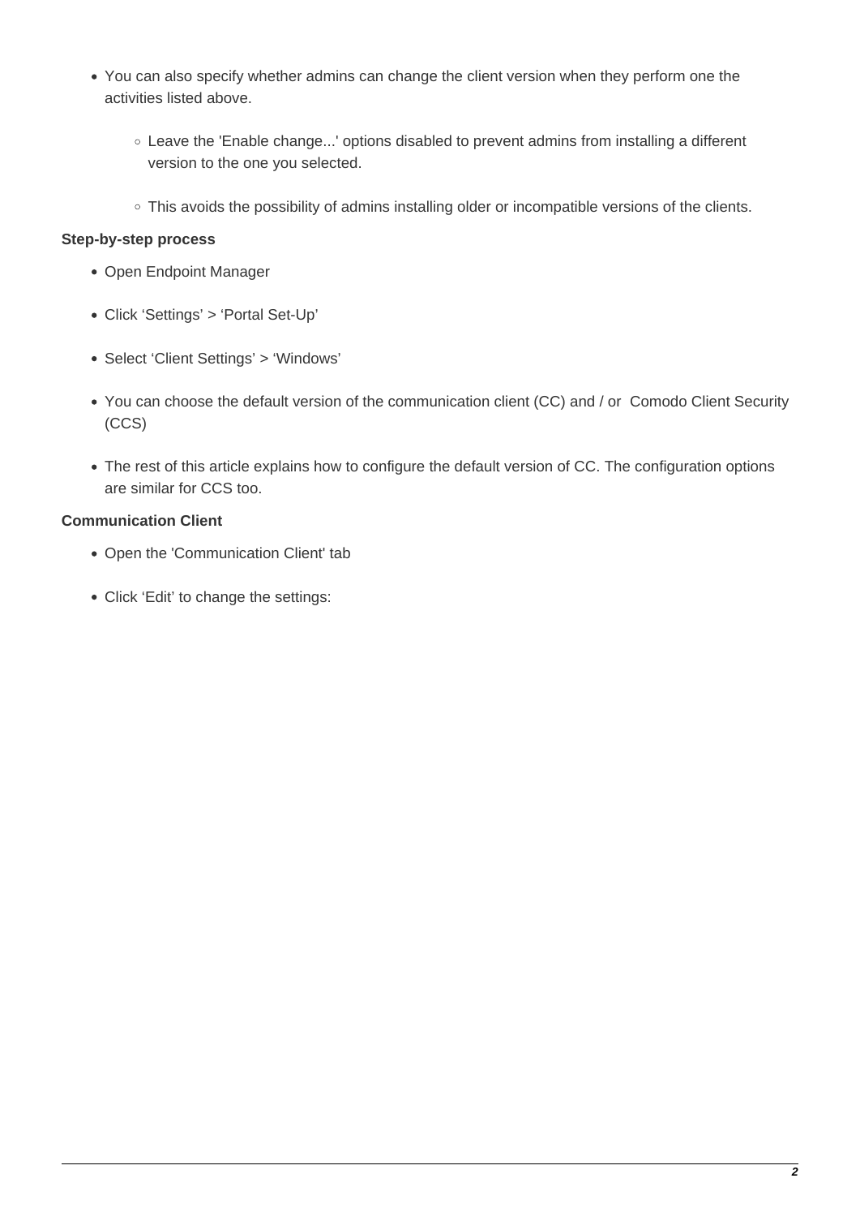- You can also specify whether admins can change the client version when they perform one the activities listed above.
    - Leave the 'Enable change...' options disabled to prevent admins from installing a different version to the one you selected.
    - This avoids the possibility of admins installing older or incompatible versions of the clients.

**Step-by-step process**

- Open Endpoint Manager
- Click ‘Settings’ > ‘Portal Set-Up’
- Select ‘Client Settings’ > ‘Windows’
- You can choose the default version of the communication client (CC) and / or Comodo Client Security (CCS)
- The rest of this article explains how to configure the default version of CC. The configuration options are similar for CCS too.

**Communication Client**

- Open the 'Communication Client' tab
- Click ‘Edit’ to change the settings: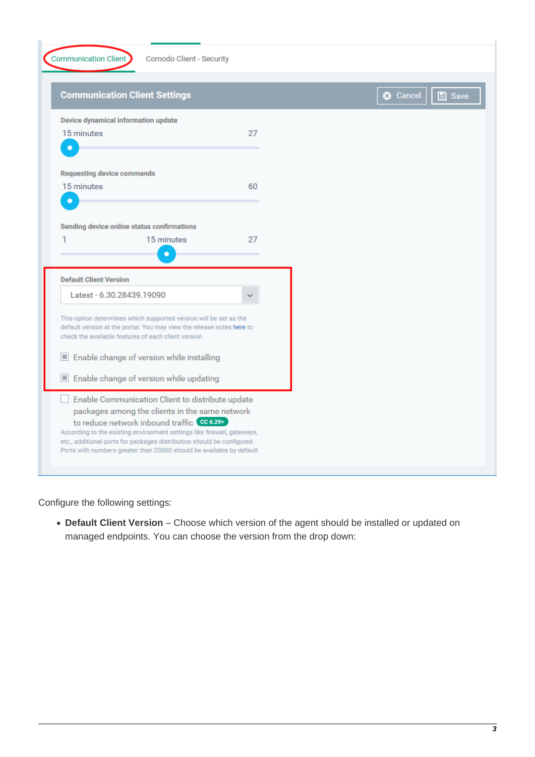Communication Client | Comodo Client - Security

**Communication Client Settings** | Cancel | Save

Device dynamical information update

15 minutes 27

Requesting device commands

15 minutes 60

Sending device online status confirmations

1 15 minutes 27

Default Client Version

Latest - 6.30.28439.19090

This option determines which supported version will be set as the default version at the portal. You may view the release notes here to check the available features of each client version.

- Enable change of version while installing
- Enable change of version while updating
- Enable Communication Client to distribute update packages among the clients in the same network to reduce network inbound traffic CC 6.29+

According to the existing environment settings like firewall, gateways, etc., additional ports for packages distribution should be configured. Ports with numbers greater than 20000 should be available by default

Configure the following settings:

- **Default Client Version** – Choose which version of the agent should be installed or updated on managed endpoints. You can choose the version from the drop down: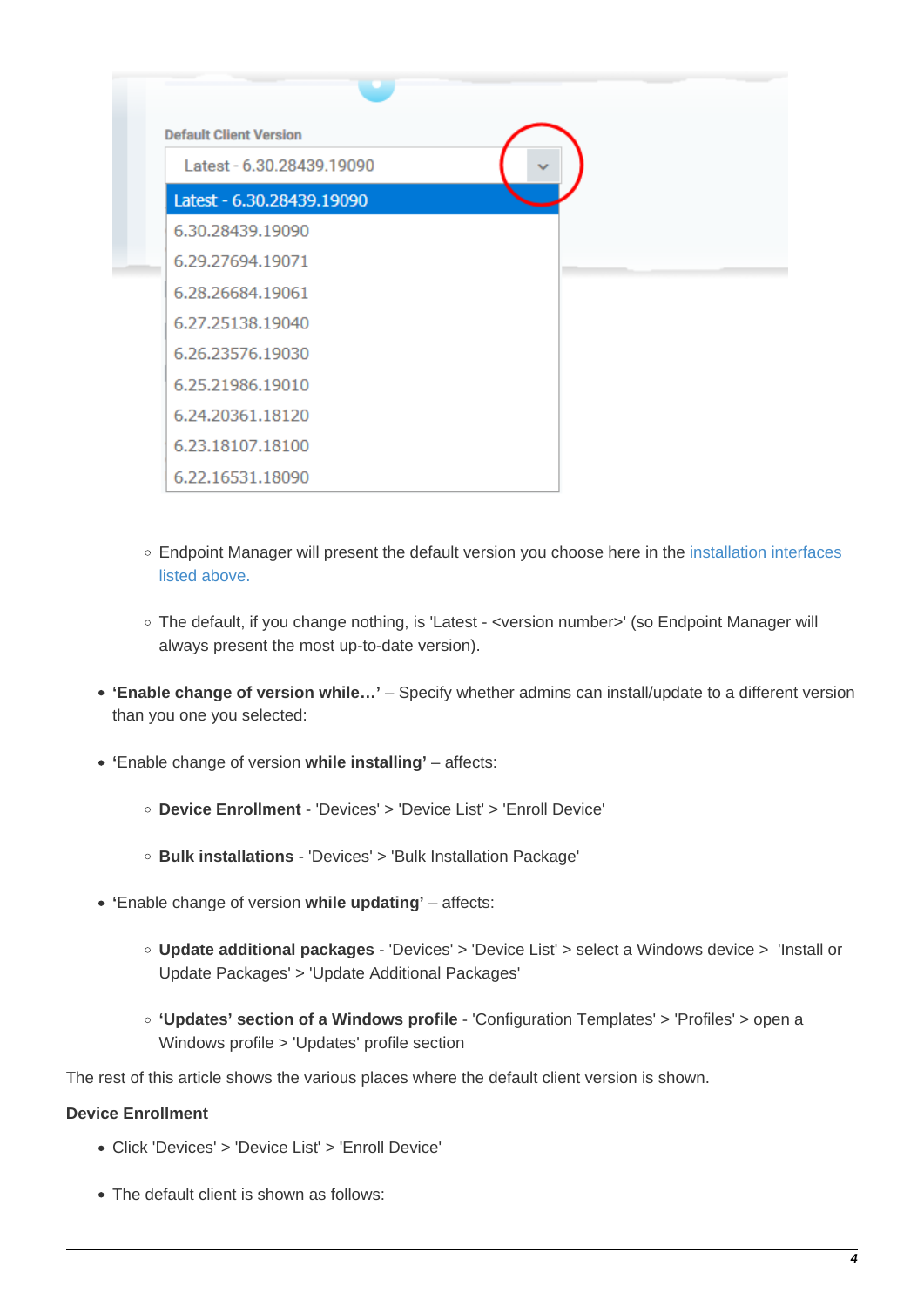- Endpoint Manager will present the default version you choose here in the installation interfaces listed above.

- The default, if you change nothing, is 'Latest - <version number>' (so Endpoint Manager will always present the most up-to-date version).

- **'Enable change of version while…'** – Specify whether admins can install/update to a different version than you one you selected:

- '**Enable change of version while installing'** – affects:

  - **Device Enrollment** - 'Devices' > 'Device List' > 'Enroll Device'

  - **Bulk installations** - 'Devices' > 'Bulk Installation Package'

- '**Enable change of version while updating'** – affects:

  - **Update additional packages** - 'Devices' > 'Device List' > select a Windows device > 'Install or Update Packages' > 'Update Additional Packages'

  - **'Updates' section of a Windows profile** - 'Configuration Templates' > 'Profiles' > open a Windows profile > 'Updates' profile section

The rest of this article shows the various places where the default client version is shown.

**Device Enrollment**

- Click 'Devices' > 'Device List' > 'Enroll Device'

- The default client is shown as follows: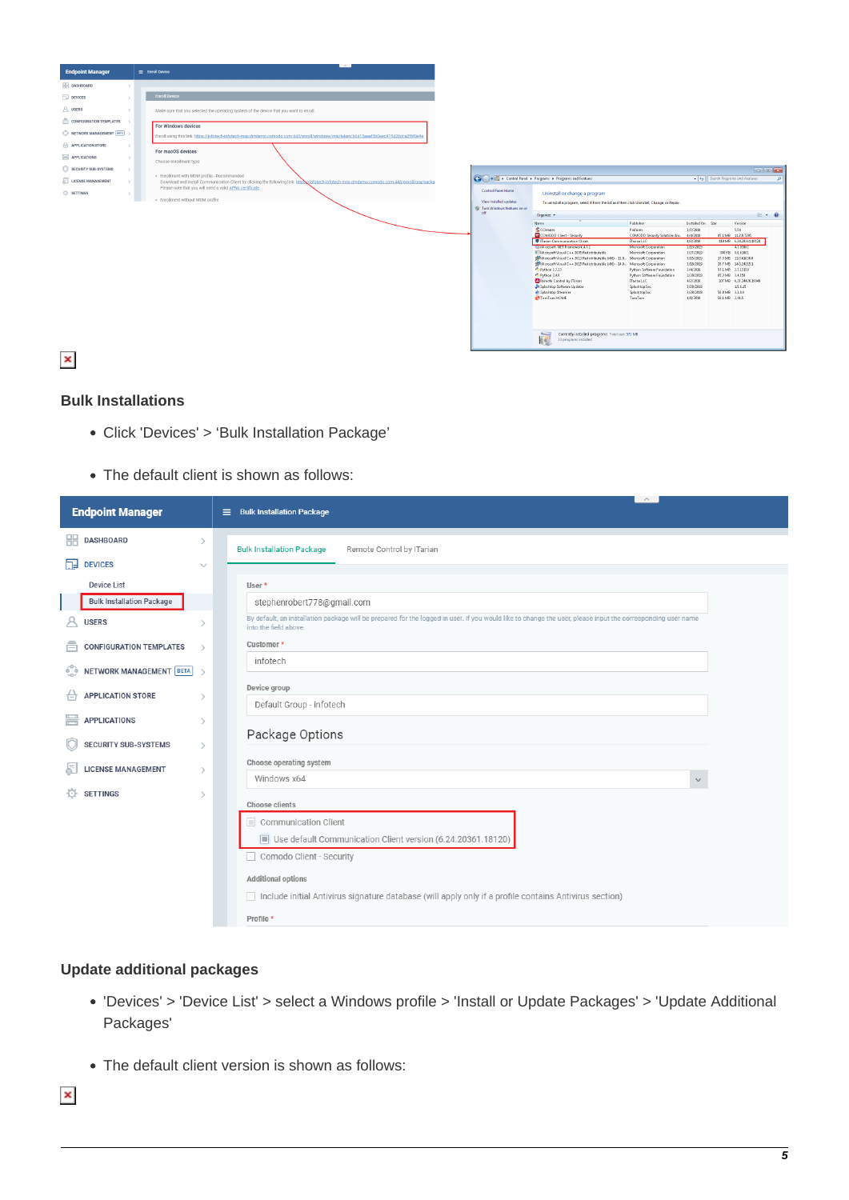## Bulk Installations

- Click 'Devices' > 'Bulk Installation Package'

- The default client is shown as follows:

## Update additional packages

- 'Devices' > 'Device List' > select a Windows profile > 'Install or Update Packages' > 'Update Additional Packages'

- The default client version is shown as follows: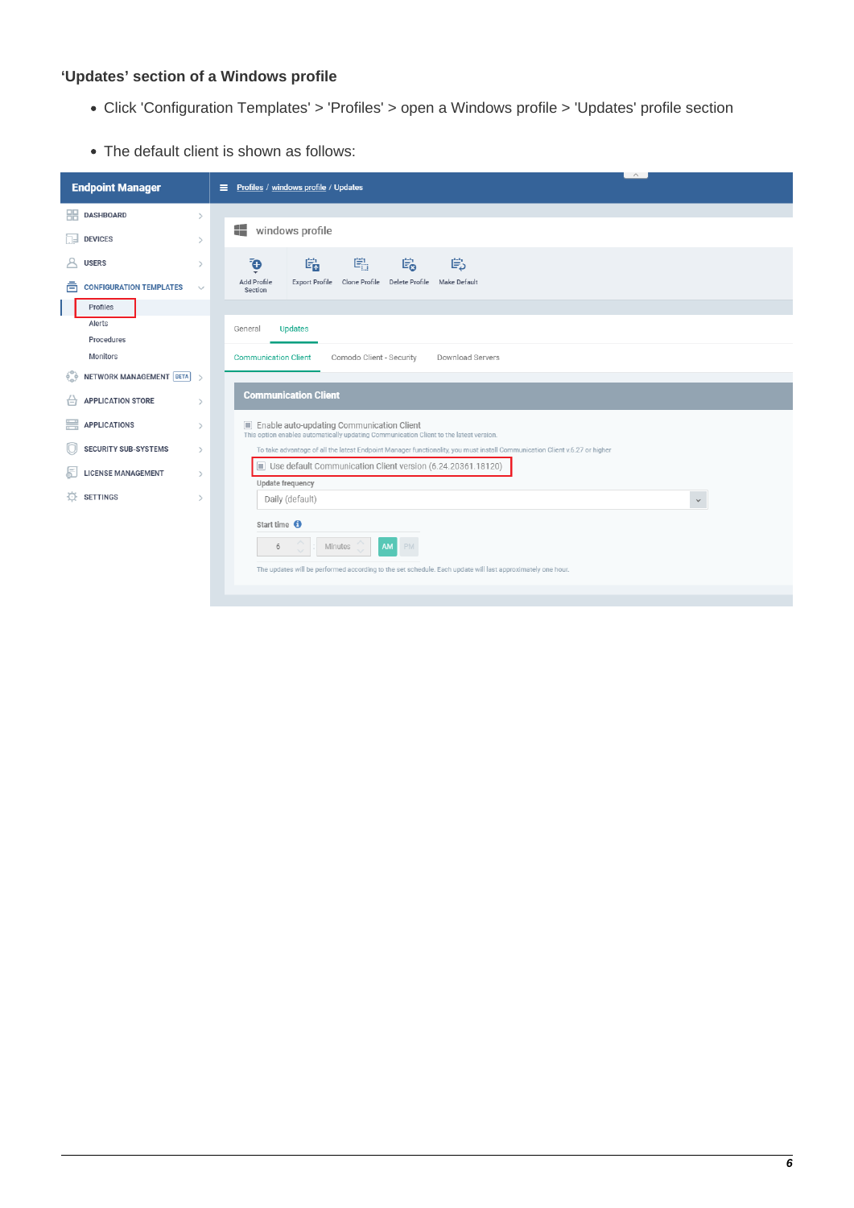**'Updates' section of a Windows profile**

- Click 'Configuration Templates' > 'Profiles' > open a Windows profile > 'Updates' profile section
- The default client is shown as follows: